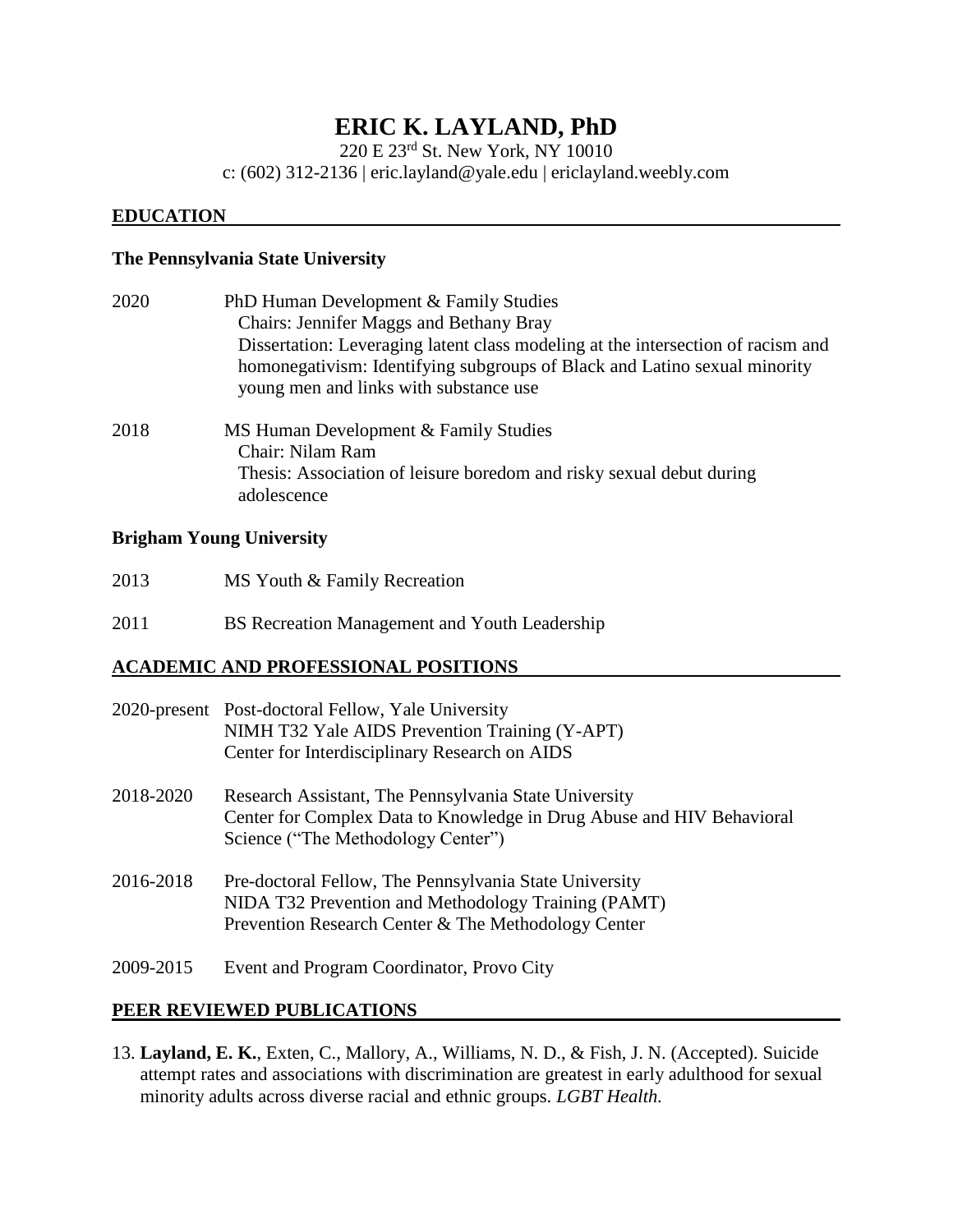# ERIC K. LAYLAND, PhD

220 E 23rd St. New York, NY 10010
c: (602) 312-2136 | eric.layland@yale.edu | ericlayland.weebly.com

## EDUCATION

### The Pennsylvania State University

2020 PhD Human Development & Family Studies
Chairs: Jennifer Maggs and Bethany Bray
Dissertation: Leveraging latent class modeling at the intersection of racism and homonegativism: Identifying subgroups of Black and Latino sexual minority young men and links with substance use

2018 MS Human Development & Family Studies
Chair: Nilam Ram
Thesis: Association of leisure boredom and risky sexual debut during adolescence

### Brigham Young University

2013 MS Youth & Family Recreation

2011 BS Recreation Management and Youth Leadership

## ACADEMIC AND PROFESSIONAL POSITIONS

2020-present Post-doctoral Fellow, Yale University
NIMH T32 Yale AIDS Prevention Training (Y-APT)
Center for Interdisciplinary Research on AIDS

2018-2020 Research Assistant, The Pennsylvania State University
Center for Complex Data to Knowledge in Drug Abuse and HIV Behavioral Science ("The Methodology Center")

2016-2018 Pre-doctoral Fellow, The Pennsylvania State University
NIDA T32 Prevention and Methodology Training (PAMT)
Prevention Research Center & The Methodology Center

2009-2015 Event and Program Coordinator, Provo City

## PEER REVIEWED PUBLICATIONS

13. **Layland, E. K.**, Exten, C., Mallory, A., Williams, N. D., & Fish, J. N. (Accepted). Suicide attempt rates and associations with discrimination are greatest in early adulthood for sexual minority adults across diverse racial and ethnic groups. *LGBT Health.*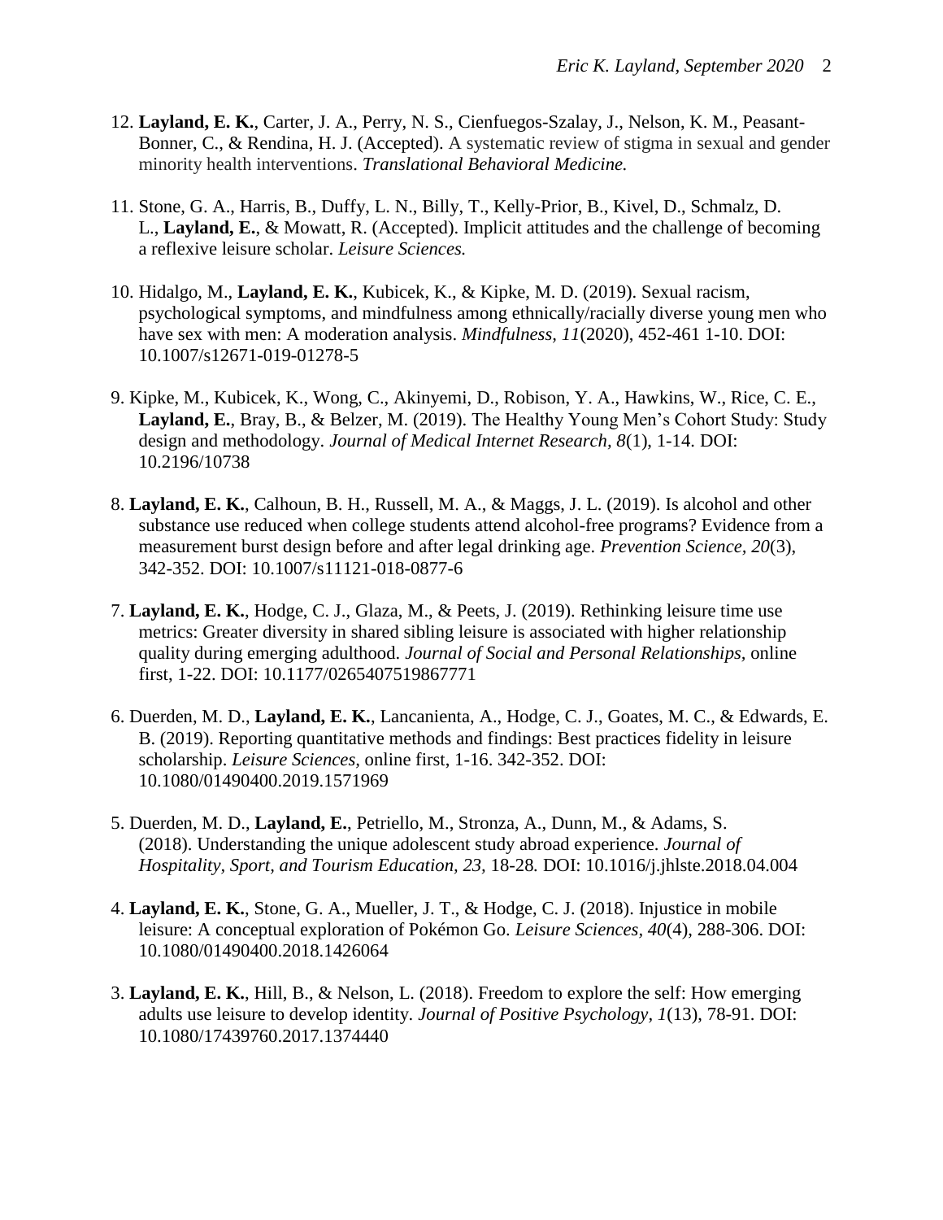12. **Layland, E. K.**, Carter, J. A., Perry, N. S., Cienfuegos-Szalay, J., Nelson, K. M., Peasant-Bonner, C., & Rendina, H. J. (Accepted). A systematic review of stigma in sexual and gender minority health interventions. *Translational Behavioral Medicine.*

11. Stone, G. A., Harris, B., Duffy, L. N., Billy, T., Kelly-Prior, B., Kivel, D., Schmalz, D. L., **Layland, E.**, & Mowatt, R. (Accepted). Implicit attitudes and the challenge of becoming a reflexive leisure scholar. *Leisure Sciences.*

10. Hidalgo, M., **Layland, E. K.**, Kubicek, K., & Kipke, M. D. (2019). Sexual racism, psychological symptoms, and mindfulness among ethnically/racially diverse young men who have sex with men: A moderation analysis. *Mindfulness, 11*(2020), 452-461 1-10. DOI: 10.1007/s12671-019-01278-5

9. Kipke, M., Kubicek, K., Wong, C., Akinyemi, D., Robison, Y. A., Hawkins, W., Rice, C. E., **Layland, E.**, Bray, B., & Belzer, M. (2019). The Healthy Young Men's Cohort Study: Study design and methodology. *Journal of Medical Internet Research, 8*(1), 1-14. DOI: 10.2196/10738

8. **Layland, E. K.**, Calhoun, B. H., Russell, M. A., & Maggs, J. L. (2019). Is alcohol and other substance use reduced when college students attend alcohol-free programs? Evidence from a measurement burst design before and after legal drinking age. *Prevention Science, 20*(3), 342-352. DOI: 10.1007/s11121-018-0877-6

7. **Layland, E. K.**, Hodge, C. J., Glaza, M., & Peets, J. (2019). Rethinking leisure time use metrics: Greater diversity in shared sibling leisure is associated with higher relationship quality during emerging adulthood. *Journal of Social and Personal Relationships*, online first, 1-22. DOI: 10.1177/0265407519867771

6. Duerden, M. D., **Layland, E. K.**, Lancanienta, A., Hodge, C. J., Goates, M. C., & Edwards, E. B. (2019). Reporting quantitative methods and findings: Best practices fidelity in leisure scholarship. *Leisure Sciences*, online first, 1-16. 342-352. DOI: 10.1080/01490400.2019.1571969

5. Duerden, M. D., **Layland, E.**, Petriello, M., Stronza, A., Dunn, M., & Adams, S. (2018). Understanding the unique adolescent study abroad experience. *Journal of Hospitality, Sport, and Tourism Education, 23,* 18-28*.* DOI: 10.1016/j.jhlste.2018.04.004

4. **Layland, E. K.**, Stone, G. A., Mueller, J. T., & Hodge, C. J. (2018). Injustice in mobile leisure: A conceptual exploration of Pokémon Go. *Leisure Sciences, 40*(4), 288-306. DOI: 10.1080/01490400.2018.1426064

3. **Layland, E. K.**, Hill, B., & Nelson, L. (2018). Freedom to explore the self: How emerging adults use leisure to develop identity. *Journal of Positive Psychology, 1*(13), 78-91. DOI: 10.1080/17439760.2017.1374440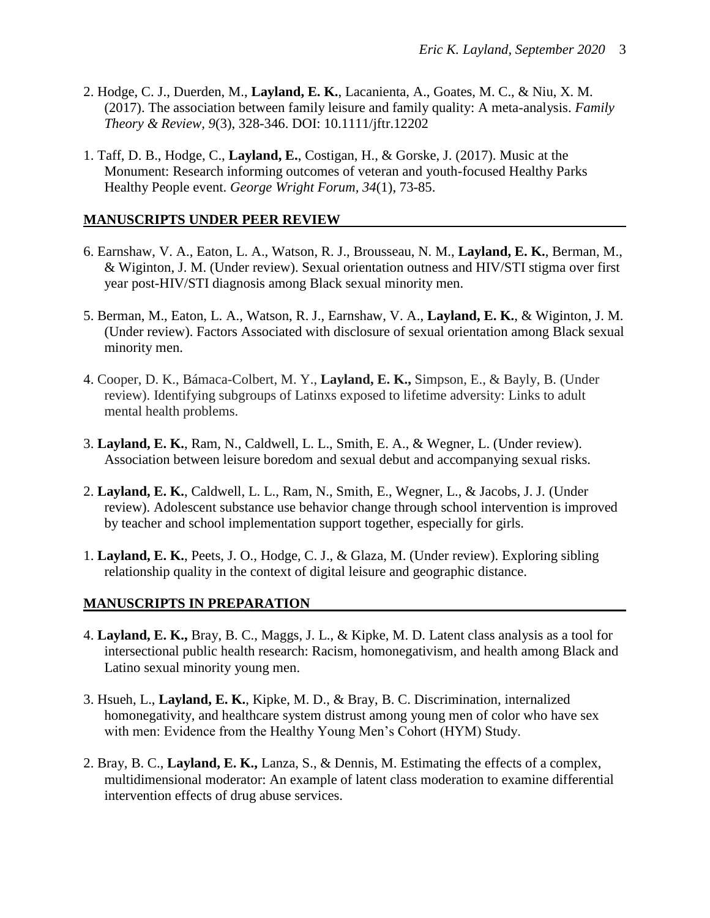2. Hodge, C. J., Duerden, M., **Layland, E. K.**, Lacanienta, A., Goates, M. C., & Niu, X. M. (2017). The association between family leisure and family quality: A meta-analysis. *Family Theory & Review, 9*(3), 328-346. DOI: 10.1111/jftr.12202

1. Taff, D. B., Hodge, C., **Layland, E.**, Costigan, H., & Gorske, J. (2017). Music at the Monument: Research informing outcomes of veteran and youth-focused Healthy Parks Healthy People event. *George Wright Forum, 34*(1), 73-85.

## MANUSCRIPTS UNDER PEER REVIEW

6. Earnshaw, V. A., Eaton, L. A., Watson, R. J., Brousseau, N. M., **Layland, E. K.**, Berman, M., & Wiginton, J. M. (Under review). Sexual orientation outness and HIV/STI stigma over first year post-HIV/STI diagnosis among Black sexual minority men.

5. Berman, M., Eaton, L. A., Watson, R. J., Earnshaw, V. A., **Layland, E. K.**, & Wiginton, J. M. (Under review). Factors Associated with disclosure of sexual orientation among Black sexual minority men.

4. Cooper, D. K., Bámaca-Colbert, M. Y., **Layland, E. K.,** Simpson, E., & Bayly, B. (Under review). Identifying subgroups of Latinxs exposed to lifetime adversity: Links to adult mental health problems.

3. **Layland, E. K.**, Ram, N., Caldwell, L. L., Smith, E. A., & Wegner, L. (Under review). Association between leisure boredom and sexual debut and accompanying sexual risks.

2. **Layland, E. K.**, Caldwell, L. L., Ram, N., Smith, E., Wegner, L., & Jacobs, J. J. (Under review). Adolescent substance use behavior change through school intervention is improved by teacher and school implementation support together, especially for girls.

1. **Layland, E. K.**, Peets, J. O., Hodge, C. J., & Glaza, M. (Under review). Exploring sibling relationship quality in the context of digital leisure and geographic distance.

## MANUSCRIPTS IN PREPARATION

4. **Layland, E. K.,** Bray, B. C., Maggs, J. L., & Kipke, M. D. Latent class analysis as a tool for intersectional public health research: Racism, homonegativism, and health among Black and Latino sexual minority young men.

3. Hsueh, L., **Layland, E. K.**, Kipke, M. D., & Bray, B. C. Discrimination, internalized homonegativity, and healthcare system distrust among young men of color who have sex with men: Evidence from the Healthy Young Men's Cohort (HYM) Study.

2. Bray, B. C., **Layland, E. K.,** Lanza, S., & Dennis, M. Estimating the effects of a complex, multidimensional moderator: An example of latent class moderation to examine differential intervention effects of drug abuse services.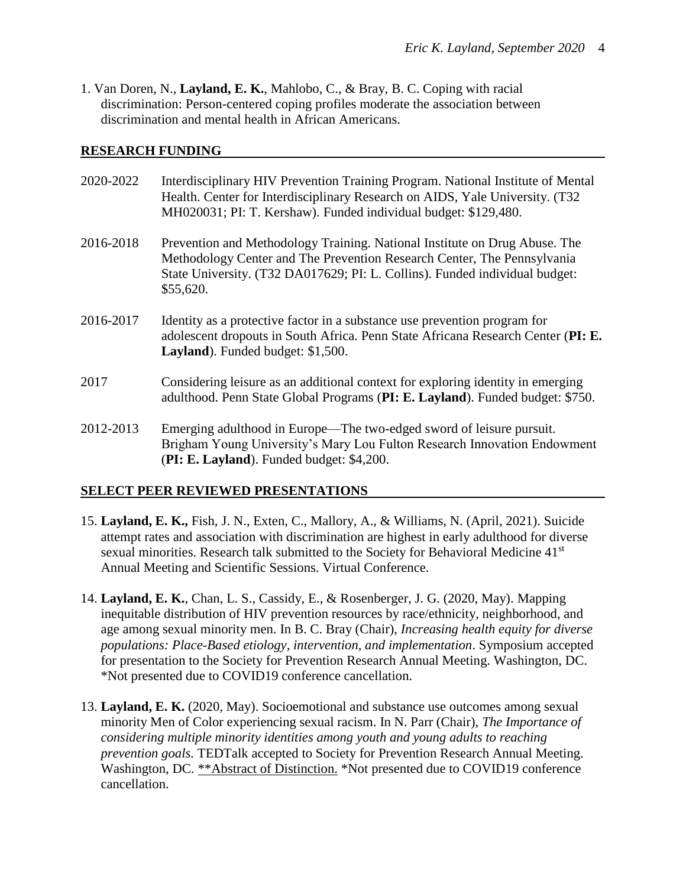1. Van Doren, N., **Layland, E. K.**, Mahlobo, C., & Bray, B. C. Coping with racial discrimination: Person-centered coping profiles moderate the association between discrimination and mental health in African Americans.

## RESEARCH FUNDING

2020-2022 Interdisciplinary HIV Prevention Training Program. National Institute of Mental Health. Center for Interdisciplinary Research on AIDS, Yale University. (T32 MH020031; PI: T. Kershaw). Funded individual budget: $129,480.

2016-2018 Prevention and Methodology Training. National Institute on Drug Abuse. The Methodology Center and The Prevention Research Center, The Pennsylvania State University. (T32 DA017629; PI: L. Collins). Funded individual budget: $55,620.

2016-2017 Identity as a protective factor in a substance use prevention program for adolescent dropouts in South Africa. Penn State Africana Research Center (**PI: E. Layland**). Funded budget: $1,500.

2017 Considering leisure as an additional context for exploring identity in emerging adulthood. Penn State Global Programs (**PI: E. Layland**). Funded budget: $750.

2012-2013 Emerging adulthood in Europe—The two-edged sword of leisure pursuit. Brigham Young University's Mary Lou Fulton Research Innovation Endowment (**PI: E. Layland**). Funded budget: $4,200.

## SELECT PEER REVIEWED PRESENTATIONS

15. **Layland, E. K.,** Fish, J. N., Exten, C., Mallory, A., & Williams, N. (April, 2021). Suicide attempt rates and association with discrimination are highest in early adulthood for diverse sexual minorities. Research talk submitted to the Society for Behavioral Medicine 41st Annual Meeting and Scientific Sessions. Virtual Conference.

14. **Layland, E. K.**, Chan, L. S., Cassidy, E., & Rosenberger, J. G. (2020, May). Mapping inequitable distribution of HIV prevention resources by race/ethnicity, neighborhood, and age among sexual minority men. In B. C. Bray (Chair), *Increasing health equity for diverse populations: Place-Based etiology, intervention, and implementation*. Symposium accepted for presentation to the Society for Prevention Research Annual Meeting. Washington, DC. *Not presented due to COVID19 conference cancellation.

13. **Layland, E. K.** (2020, May). Socioemotional and substance use outcomes among sexual minority Men of Color experiencing sexual racism. In N. Parr (Chair), *The Importance of considering multiple minority identities among youth and young adults to reaching prevention goals.* TEDTalk accepted to Society for Prevention Research Annual Meeting. Washington, DC. **Abstract of Distinction. *Not presented due to COVID19 conference cancellation.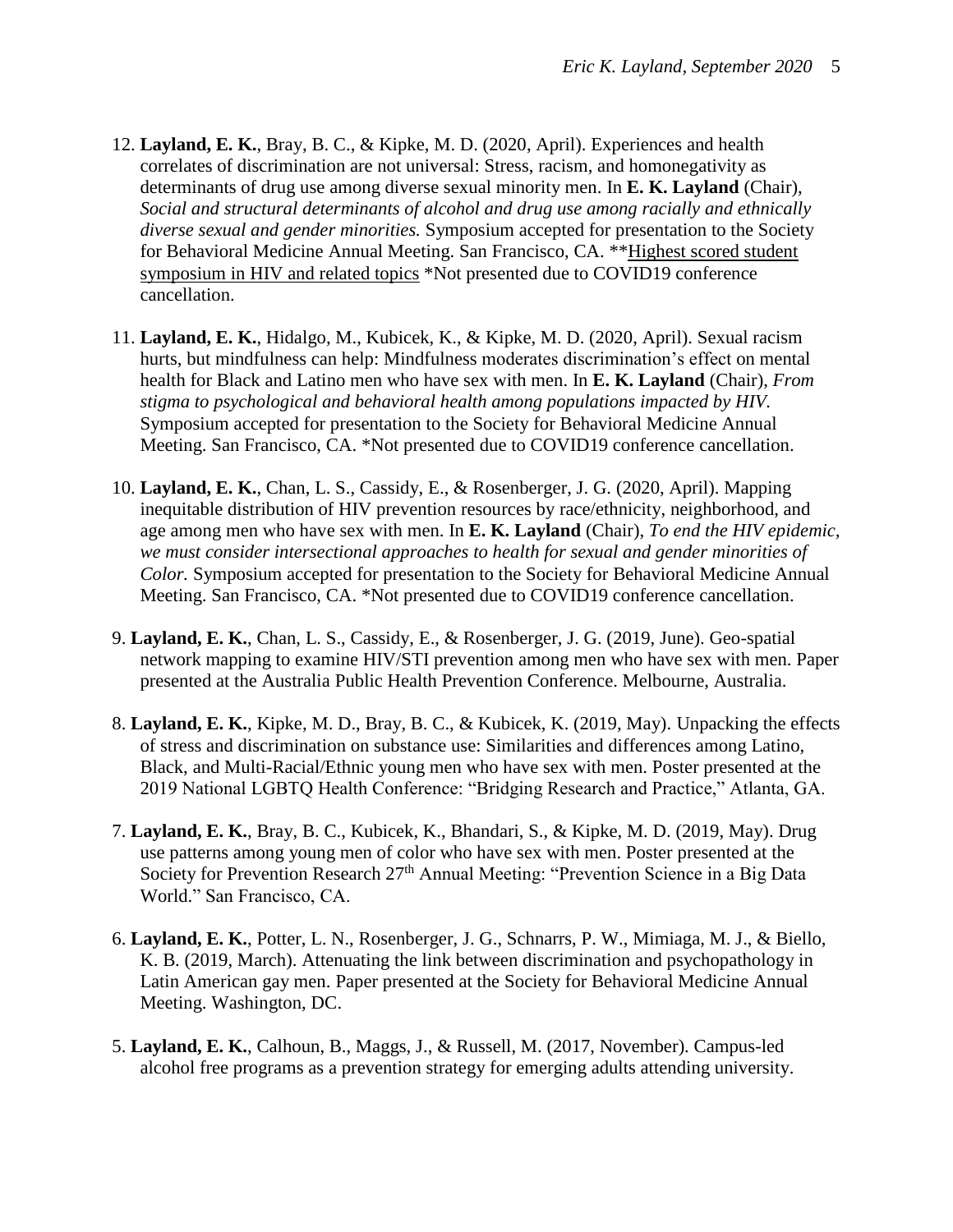12. **Layland, E. K.**, Bray, B. C., & Kipke, M. D. (2020, April). Experiences and health correlates of discrimination are not universal: Stress, racism, and homonegativity as determinants of drug use among diverse sexual minority men. In **E. K. Layland** (Chair), *Social and structural determinants of alcohol and drug use among racially and ethnically diverse sexual and gender minorities.* Symposium accepted for presentation to the Society for Behavioral Medicine Annual Meeting. San Francisco, CA. **<u>Highest scored student symposium in HIV and related topics</u> *Not presented due to COVID19 conference cancellation.

11. **Layland, E. K.**, Hidalgo, M., Kubicek, K., & Kipke, M. D. (2020, April). Sexual racism hurts, but mindfulness can help: Mindfulness moderates discrimination's effect on mental health for Black and Latino men who have sex with men. In **E. K. Layland** (Chair), *From stigma to psychological and behavioral health among populations impacted by HIV.* Symposium accepted for presentation to the Society for Behavioral Medicine Annual Meeting. San Francisco, CA. *Not presented due to COVID19 conference cancellation.

10. **Layland, E. K.**, Chan, L. S., Cassidy, E., & Rosenberger, J. G. (2020, April). Mapping inequitable distribution of HIV prevention resources by race/ethnicity, neighborhood, and age among men who have sex with men. In **E. K. Layland** (Chair), *To end the HIV epidemic, we must consider intersectional approaches to health for sexual and gender minorities of Color.* Symposium accepted for presentation to the Society for Behavioral Medicine Annual Meeting. San Francisco, CA. *Not presented due to COVID19 conference cancellation.

9. **Layland, E. K.**, Chan, L. S., Cassidy, E., & Rosenberger, J. G. (2019, June). Geo-spatial network mapping to examine HIV/STI prevention among men who have sex with men. Paper presented at the Australia Public Health Prevention Conference. Melbourne, Australia.

8. **Layland, E. K.**, Kipke, M. D., Bray, B. C., & Kubicek, K. (2019, May). Unpacking the effects of stress and discrimination on substance use: Similarities and differences among Latino, Black, and Multi-Racial/Ethnic young men who have sex with men. Poster presented at the 2019 National LGBTQ Health Conference: "Bridging Research and Practice," Atlanta, GA.

7. **Layland, E. K.**, Bray, B. C., Kubicek, K., Bhandari, S., & Kipke, M. D. (2019, May). Drug use patterns among young men of color who have sex with men. Poster presented at the Society for Prevention Research 27th Annual Meeting: "Prevention Science in a Big Data World." San Francisco, CA.

6. **Layland, E. K.**, Potter, L. N., Rosenberger, J. G., Schnarrs, P. W., Mimiaga, M. J., & Biello, K. B. (2019, March). Attenuating the link between discrimination and psychopathology in Latin American gay men. Paper presented at the Society for Behavioral Medicine Annual Meeting. Washington, DC.

5. **Layland, E. K.**, Calhoun, B., Maggs, J., & Russell, M. (2017, November). Campus-led alcohol free programs as a prevention strategy for emerging adults attending university.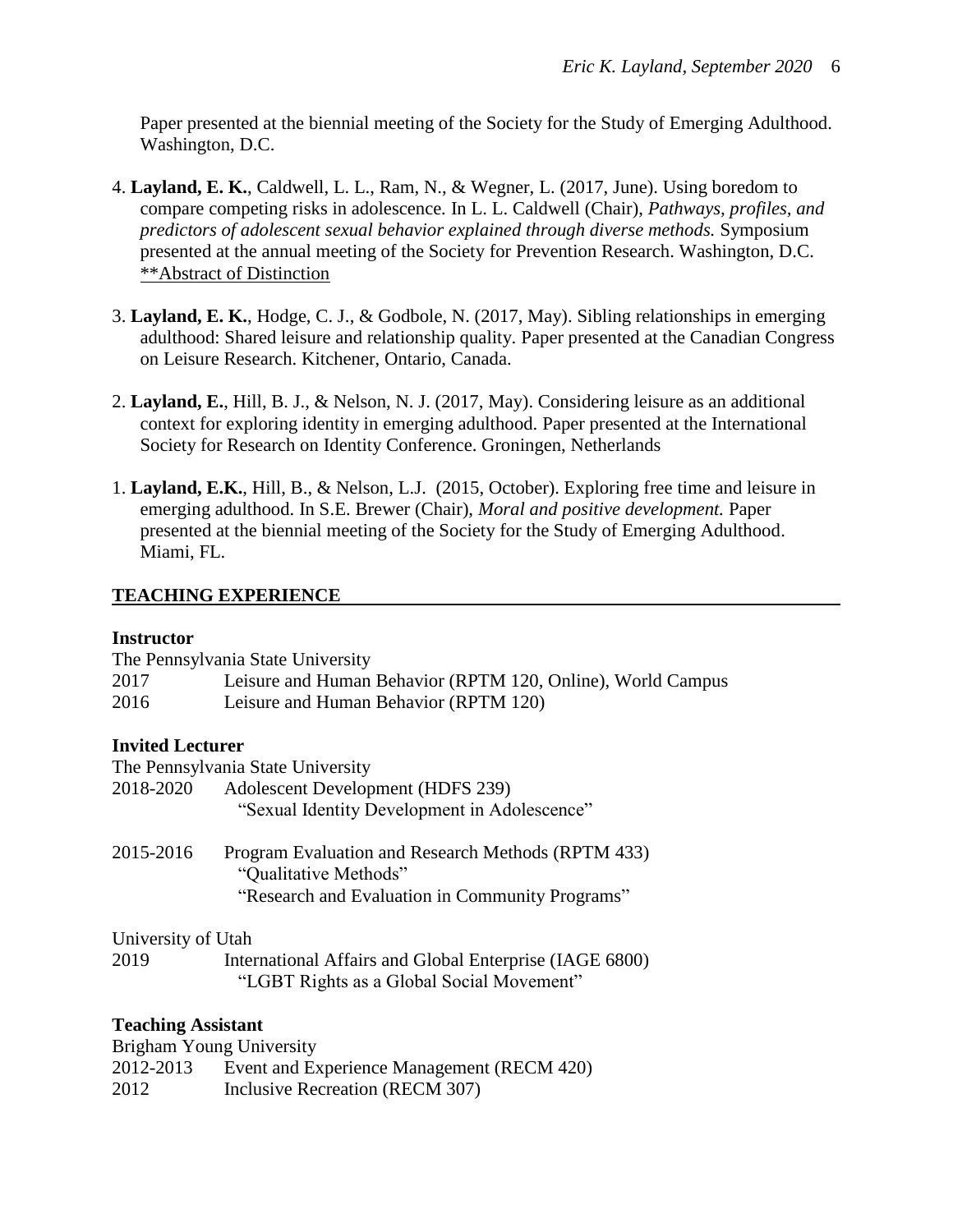Paper presented at the biennial meeting of the Society for the Study of Emerging Adulthood. Washington, D.C.

4. **Layland, E. K.**, Caldwell, L. L., Ram, N., & Wegner, L. (2017, June). Using boredom to compare competing risks in adolescence. In L. L. Caldwell (Chair), *Pathways, profiles, and predictors of adolescent sexual behavior explained through diverse methods.* Symposium presented at the annual meeting of the Society for Prevention Research. Washington, D.C. <u>**Abstract of Distinction</u>

3. **Layland, E. K.**, Hodge, C. J., & Godbole, N. (2017, May). Sibling relationships in emerging adulthood: Shared leisure and relationship quality. Paper presented at the Canadian Congress on Leisure Research. Kitchener, Ontario, Canada.

2. **Layland, E.**, Hill, B. J., & Nelson, N. J. (2017, May). Considering leisure as an additional context for exploring identity in emerging adulthood. Paper presented at the International Society for Research on Identity Conference. Groningen, Netherlands

1. **Layland, E.K.**, Hill, B., & Nelson, L.J. (2015, October). Exploring free time and leisure in emerging adulthood. In S.E. Brewer (Chair), *Moral and positive development.* Paper presented at the biennial meeting of the Society for the Study of Emerging Adulthood. Miami, FL.

## TEACHING EXPERIENCE

### Instructor

The Pennsylvania State University

2017 Leisure and Human Behavior (RPTM 120, Online), World Campus
2016 Leisure and Human Behavior (RPTM 120)

### Invited Lecturer

The Pennsylvania State University

2018-2020 Adolescent Development (HDFS 239)
"Sexual Identity Development in Adolescence"

2015-2016 Program Evaluation and Research Methods (RPTM 433)
"Qualitative Methods"
"Research and Evaluation in Community Programs"

University of Utah

2019 International Affairs and Global Enterprise (IAGE 6800)
"LGBT Rights as a Global Social Movement"

### Teaching Assistant

Brigham Young University

2012-2013 Event and Experience Management (RECM 420)
2012 Inclusive Recreation (RECM 307)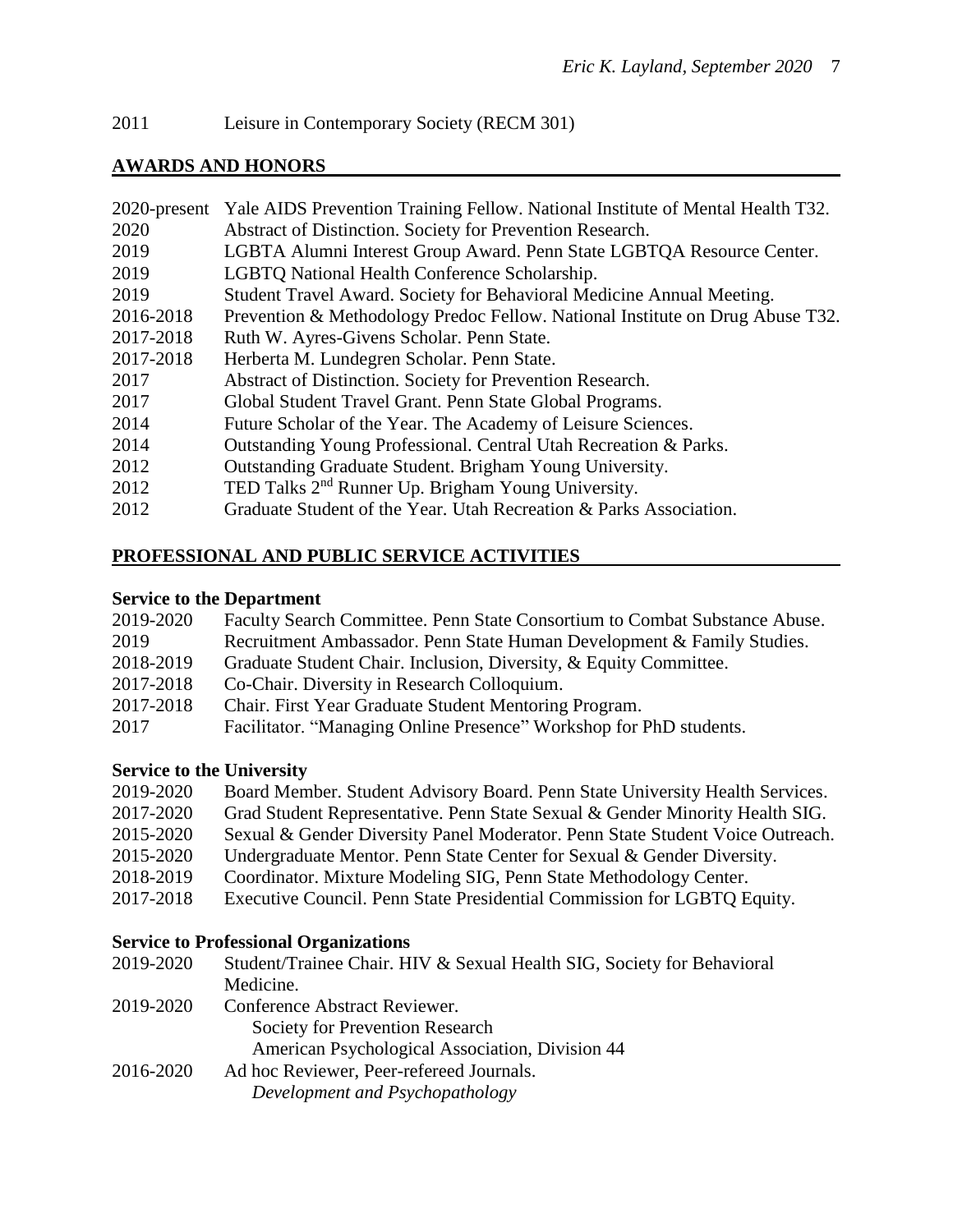2011 Leisure in Contemporary Society (RECM 301)

## AWARDS AND HONORS

2020-present Yale AIDS Prevention Training Fellow. National Institute of Mental Health T32.
2020 Abstract of Distinction. Society for Prevention Research.
2019 LGBTA Alumni Interest Group Award. Penn State LGBTQA Resource Center.
2019 LGBTQ National Health Conference Scholarship.
2019 Student Travel Award. Society for Behavioral Medicine Annual Meeting.
2016-2018 Prevention & Methodology Predoc Fellow. National Institute on Drug Abuse T32.
2017-2018 Ruth W. Ayres-Givens Scholar. Penn State.
2017-2018 Herberta M. Lundegren Scholar. Penn State.
2017 Abstract of Distinction. Society for Prevention Research.
2017 Global Student Travel Grant. Penn State Global Programs.
2014 Future Scholar of the Year. The Academy of Leisure Sciences.
2014 Outstanding Young Professional. Central Utah Recreation & Parks.
2012 Outstanding Graduate Student. Brigham Young University.
2012 TED Talks 2nd Runner Up. Brigham Young University.
2012 Graduate Student of the Year. Utah Recreation & Parks Association.

## PROFESSIONAL AND PUBLIC SERVICE ACTIVITIES

### Service to the Department

2019-2020 Faculty Search Committee. Penn State Consortium to Combat Substance Abuse.
2019 Recruitment Ambassador. Penn State Human Development & Family Studies.
2018-2019 Graduate Student Chair. Inclusion, Diversity, & Equity Committee.
2017-2018 Co-Chair. Diversity in Research Colloquium.
2017-2018 Chair. First Year Graduate Student Mentoring Program.
2017 Facilitator. "Managing Online Presence" Workshop for PhD students.

### Service to the University

2019-2020 Board Member. Student Advisory Board. Penn State University Health Services.
2017-2020 Grad Student Representative. Penn State Sexual & Gender Minority Health SIG.
2015-2020 Sexual & Gender Diversity Panel Moderator. Penn State Student Voice Outreach.
2015-2020 Undergraduate Mentor. Penn State Center for Sexual & Gender Diversity.
2018-2019 Coordinator. Mixture Modeling SIG, Penn State Methodology Center.
2017-2018 Executive Council. Penn State Presidential Commission for LGBTQ Equity.

### Service to Professional Organizations

2019-2020 Student/Trainee Chair. HIV & Sexual Health SIG, Society for Behavioral Medicine.
2019-2020 Conference Abstract Reviewer.
Society for Prevention Research
American Psychological Association, Division 44
2016-2020 Ad hoc Reviewer, Peer-refereed Journals.
*Development and Psychopathology*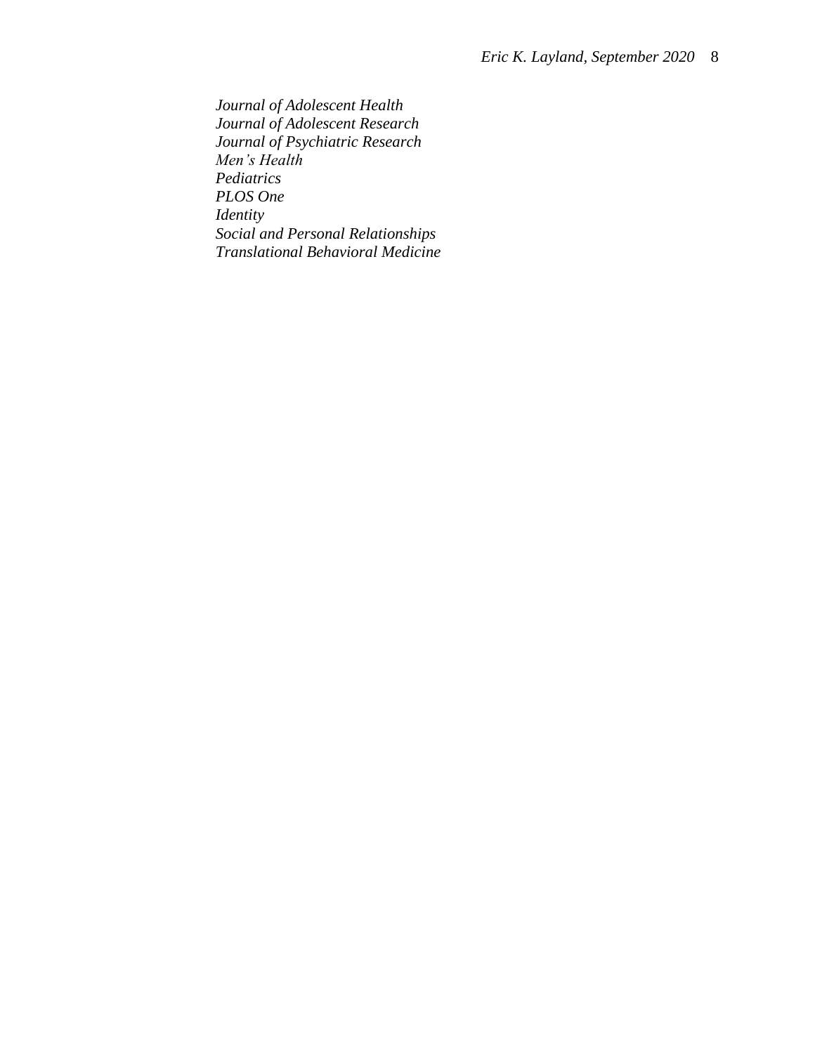*Journal of Adolescent Health*
*Journal of Adolescent Research*
*Journal of Psychiatric Research*
*Men's Health*
*Pediatrics*
*PLOS One*
*Identity*
*Social and Personal Relationships*
*Translational Behavioral Medicine*